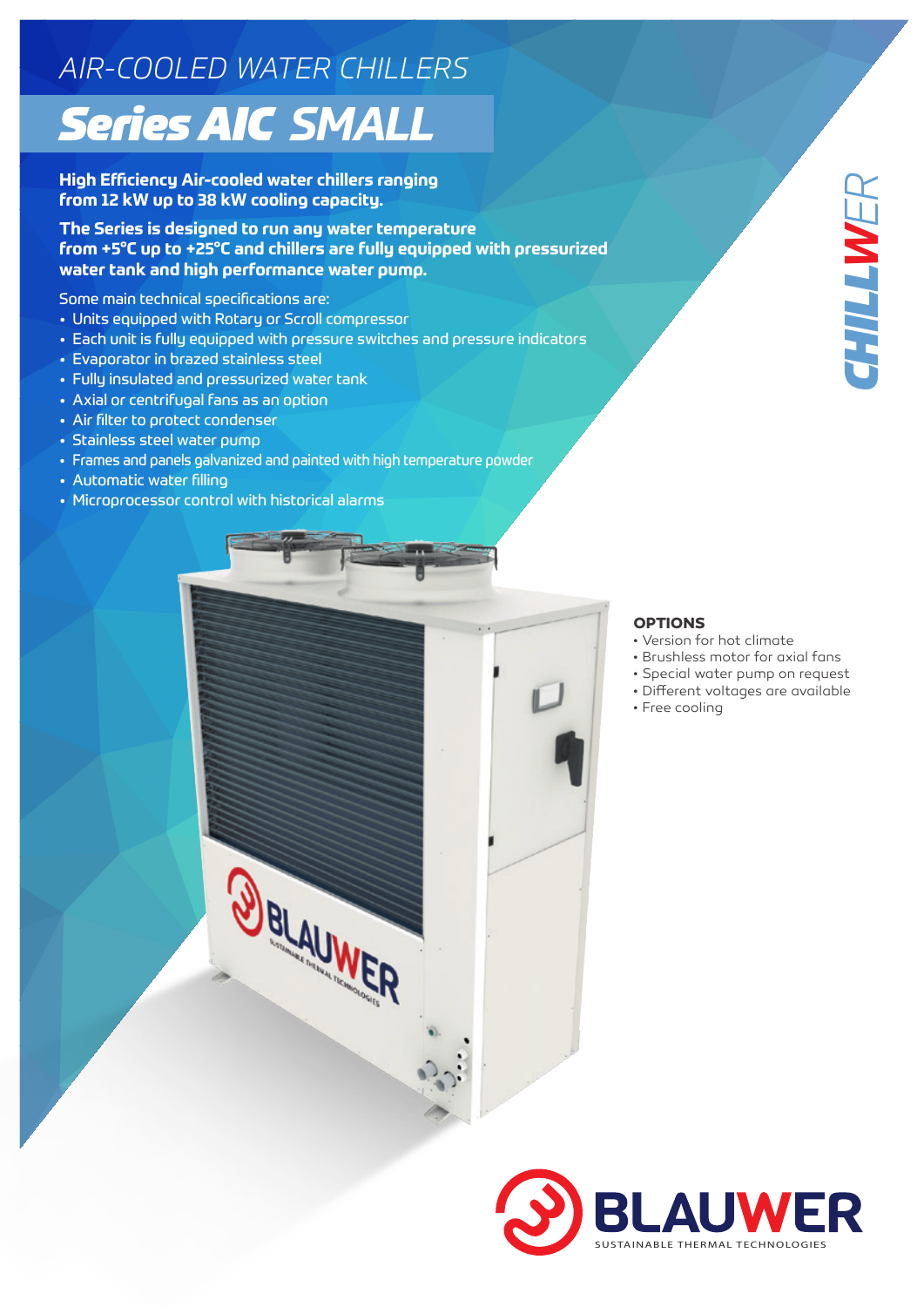AIR-COOLED WATER CHILLERS

# Series AIC SMALL

**High Efficiency Air-cooled water chillers ranging from 12 kW up to 38 kW cooling capacity.**

**The Series is designed to run any water temperature from +5°C up to +25°C and chillers are fully equipped with pressurized water tank and high performance water pump.**

Some main technical specifications are:

- Units equipped with Rotary or Scroll compressor
- Each unit is fully equipped with pressure switches and pressure indicators
- Evaporator in brazed stainless steel
- Fully insulated and pressurized water tank
- Axial or centrifugal fans as an option
- Air filter to protect condenser
- Stainless steel water pump
- Frames and panels galvanized and painted with high temperature powder
- Automatic water filling
- Microprocessor control with historical alarms

CHILLWER

### OPTIONS

- Version for hot climate
- Brushless motor for axial fans
- Special water pump on request
- Different voltages are available
- Free cooling

BLAUWER
SUSTAINABLE THERMAL TECHNOLOGIES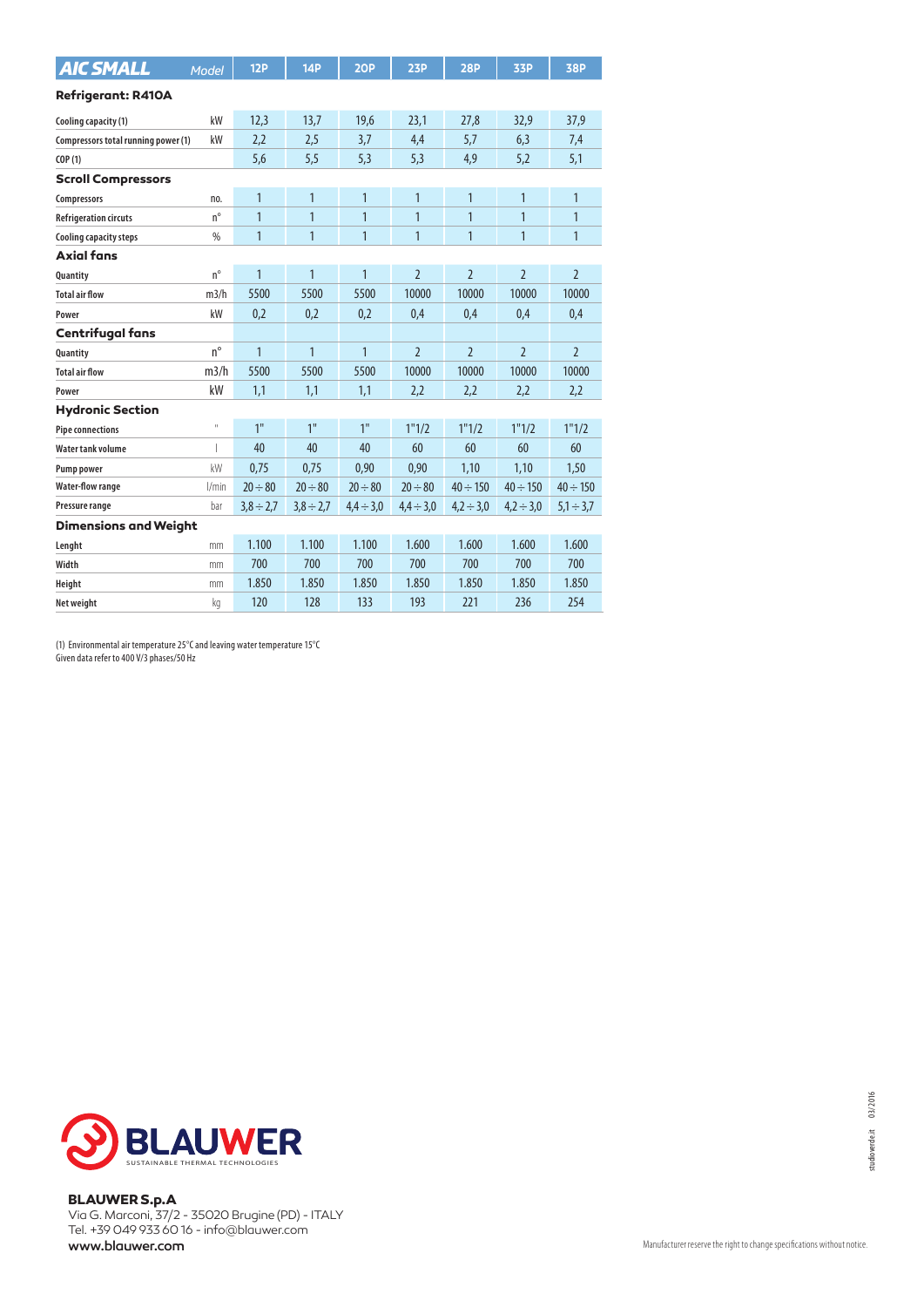| AIC SMALL | Model | 12P | 14P | 20P | 23P | 28P | 33P | 38P |
|---|---|---|---|---|---|---|---|---|
| **Refrigerant: R410A** | | | | | | | | |
| Cooling capacity (1) | kW | 12,3 | 13,7 | 19,6 | 23,1 | 27,8 | 32,9 | 37,9 |
| Compressors total running power (1) | kW | 2,2 | 2,5 | 3,7 | 4,4 | 5,7 | 6,3 | 7,4 |
| COP (1) | | 5,6 | 5,5 | 5,3 | 5,3 | 4,9 | 5,2 | 5,1 |
| **Scroll Compressors** | | | | | | | | |
| Compressors | no. | 1 | 1 | 1 | 1 | 1 | 1 | 1 |
| Refrigeration circuts | n° | 1 | 1 | 1 | 1 | 1 | 1 | 1 |
| Cooling capacity steps | % | 1 | 1 | 1 | 1 | 1 | 1 | 1 |
| **Axial fans** | | | | | | | | |
| Quantity | n° | 1 | 1 | 1 | 2 | 2 | 2 | 2 |
| Total air flow | m3/h | 5500 | 5500 | 5500 | 10000 | 10000 | 10000 | 10000 |
| Power | kW | 0,2 | 0,2 | 0,2 | 0,4 | 0,4 | 0,4 | 0,4 |
| **Centrifugal fans** | | | | | | | | |
| Quantity | n° | 1 | 1 | 1 | 2 | 2 | 2 | 2 |
| Total air flow | m3/h | 5500 | 5500 | 5500 | 10000 | 10000 | 10000 | 10000 |
| Power | kW | 1,1 | 1,1 | 1,1 | 2,2 | 2,2 | 2,2 | 2,2 |
| **Hydronic Section** | | | | | | | | |
| Pipe connections | " | 1" | 1" | 1" | 1"1/2 | 1"1/2 | 1"1/2 | 1"1/2 |
| Water tank volume | l | 40 | 40 | 40 | 60 | 60 | 60 | 60 |
| Pump power | kW | 0,75 | 0,75 | 0,90 | 0,90 | 1,10 | 1,10 | 1,50 |
| Water-flow range | l/min | 20 ÷ 80 | 20 ÷ 80 | 20 ÷ 80 | 20 ÷ 80 | 40 ÷ 150 | 40 ÷ 150 | 40 ÷ 150 |
| Pressure range | bar | 3,8 ÷ 2,7 | 3,8 ÷ 2,7 | 4,4 ÷ 3,0 | 4,4 ÷ 3,0 | 4,2 ÷ 3,0 | 4,2 ÷ 3,0 | 5,1 ÷ 3,7 |
| **Dimensions and Weight** | | | | | | | | |
| Lenght | mm | 1.100 | 1.100 | 1.100 | 1.600 | 1.600 | 1.600 | 1.600 |
| Width | mm | 700 | 700 | 700 | 700 | 700 | 700 | 700 |
| Height | mm | 1.850 | 1.850 | 1.850 | 1.850 | 1.850 | 1.850 | 1.850 |
| Net weight | kg | 120 | 128 | 133 | 193 | 221 | 236 | 254 |

(1) Environmental air temperature 25°C and leaving water temperature 15°C
Given data refer to 400 V/3 phases/50 Hz

BLAUWER
SUSTAINABLE THERMAL TECHNOLOGIES

**BLAUWER S.p.A**
Via G. Marconi, 37/2 - 35020 Brugine (PD) - ITALY
Tel. +39 049 933 60 16 - info@blauwer.com
**www.blauwer.com**

studioverde.it 03/2016

Manufacturer reserve the right to change specifications without notice.